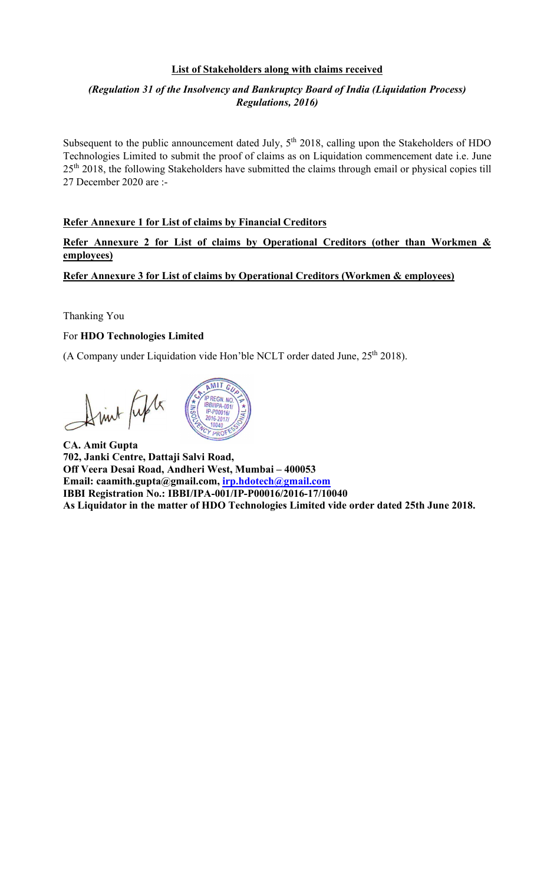**List of Stakeholders along with claims received**

***(Regulation 31 of the Insolvency and Bankruptcy Board of India (Liquidation Process) Regulations, 2016)***

Subsequent to the public announcement dated July, 5th 2018, calling upon the Stakeholders of HDO Technologies Limited to submit the proof of claims as on Liquidation commencement date i.e. June 25th 2018, the following Stakeholders have submitted the claims through email or physical copies till 27 December 2020 are :-

**Refer Annexure 1 for List of claims by Financial Creditors**

**Refer Annexure 2 for List of claims by Operational Creditors (other than Workmen & employees)**

**Refer Annexure 3 for List of claims by Operational Creditors (Workmen & employees)**

Thanking You

For **HDO Technologies Limited**

(A Company under Liquidation vide Hon'ble NCLT order dated June, 25th 2018).

**CA. Amit Gupta**
**702, Janki Centre, Dattaji Salvi Road,**
**Off Veera Desai Road, Andheri West, Mumbai – 400053**
**Email: caamith.gupta@gmail.com, irp.hdotech@gmail.com**
**IBBI Registration No.: IBBI/IPA-001/IP-P00016/2016-17/10040**
**As Liquidator in the matter of HDO Technologies Limited vide order dated 25th June 2018.**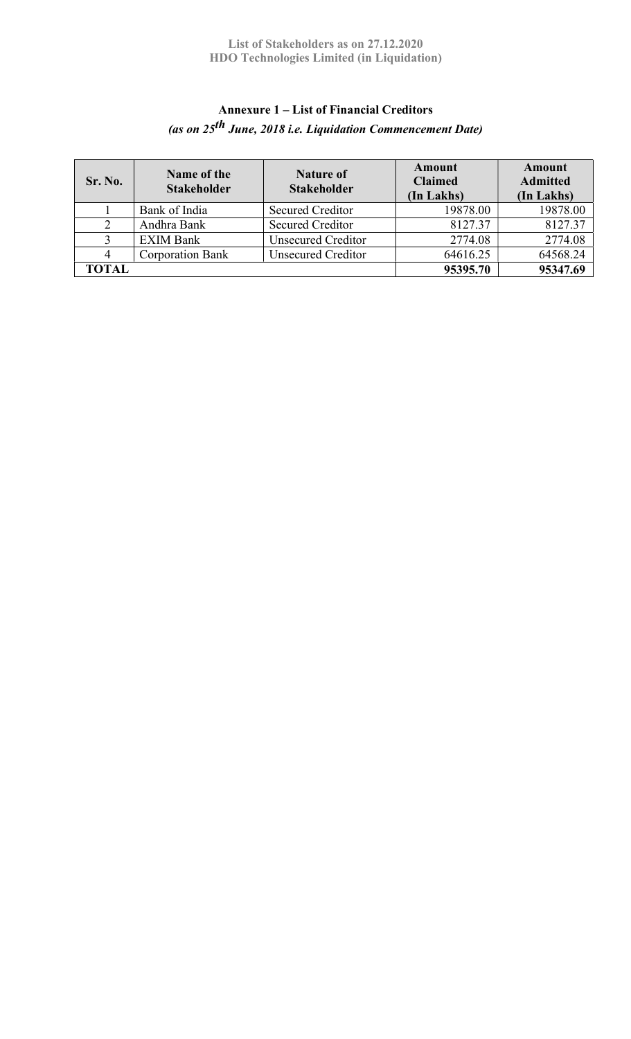**List of Stakeholders as on 27.12.2020**
**HDO Technologies Limited (in Liquidation)**

## Annexure 1 – List of Financial Creditors

***(as on 25th June, 2018 i.e. Liquidation Commencement Date)***

| Sr. No. | Name of the Stakeholder | Nature of Stakeholder | Amount Claimed (In Lakhs) | Amount Admitted (In Lakhs) |
|---|---|---|---|---|
| 1 | Bank of India | Secured Creditor | 19878.00 | 19878.00 |
| 2 | Andhra Bank | Secured Creditor | 8127.37 | 8127.37 |
| 3 | EXIM Bank | Unsecured Creditor | 2774.08 | 2774.08 |
| 4 | Corporation Bank | Unsecured Creditor | 64616.25 | 64568.24 |
| **TOTAL** | | | **95395.70** | **95347.69** |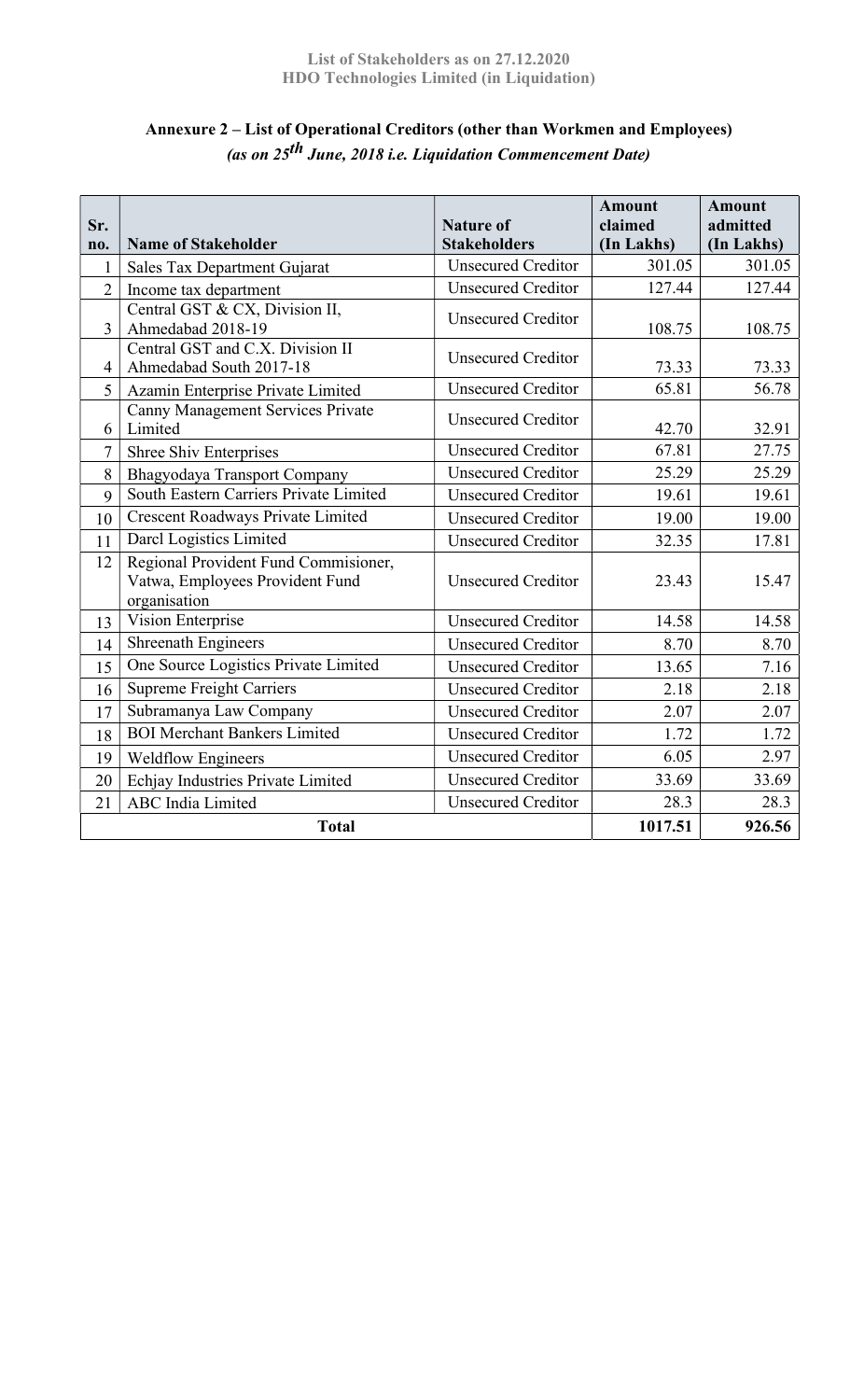## Annexure 2 – List of Operational Creditors (other than Workmen and Employees)

***(as on 25th June, 2018 i.e. Liquidation Commencement Date)***

| Sr. no. | Name of Stakeholder | Nature of Stakeholders | Amount claimed (In Lakhs) | Amount admitted (In Lakhs) |
|---|---|---|---|---|
| 1 | Sales Tax Department Gujarat | Unsecured Creditor | 301.05 | 301.05 |
| 2 | Income tax department | Unsecured Creditor | 127.44 | 127.44 |
| 3 | Central GST & CX, Division II, Ahmedabad 2018-19 | Unsecured Creditor | 108.75 | 108.75 |
| 4 | Central GST and C.X. Division II Ahmedabad South 2017-18 | Unsecured Creditor | 73.33 | 73.33 |
| 5 | Azamin Enterprise Private Limited | Unsecured Creditor | 65.81 | 56.78 |
| 6 | Canny Management Services Private Limited | Unsecured Creditor | 42.70 | 32.91 |
| 7 | Shree Shiv Enterprises | Unsecured Creditor | 67.81 | 27.75 |
| 8 | Bhagyodaya Transport Company | Unsecured Creditor | 25.29 | 25.29 |
| 9 | South Eastern Carriers Private Limited | Unsecured Creditor | 19.61 | 19.61 |
| 10 | Crescent Roadways Private Limited | Unsecured Creditor | 19.00 | 19.00 |
| 11 | Darcl Logistics Limited | Unsecured Creditor | 32.35 | 17.81 |
| 12 | Regional Provident Fund Commisioner, Vatwa, Employees Provident Fund organisation | Unsecured Creditor | 23.43 | 15.47 |
| 13 | Vision Enterprise | Unsecured Creditor | 14.58 | 14.58 |
| 14 | Shreenath Engineers | Unsecured Creditor | 8.70 | 8.70 |
| 15 | One Source Logistics Private Limited | Unsecured Creditor | 13.65 | 7.16 |
| 16 | Supreme Freight Carriers | Unsecured Creditor | 2.18 | 2.18 |
| 17 | Subramanya Law Company | Unsecured Creditor | 2.07 | 2.07 |
| 18 | BOI Merchant Bankers Limited | Unsecured Creditor | 1.72 | 1.72 |
| 19 | Weldflow Engineers | Unsecured Creditor | 6.05 | 2.97 |
| 20 | Echjay Industries Private Limited | Unsecured Creditor | 33.69 | 33.69 |
| 21 | ABC India Limited | Unsecured Creditor | 28.3 | 28.3 |
| **Total** | | | **1017.51** | **926.56** |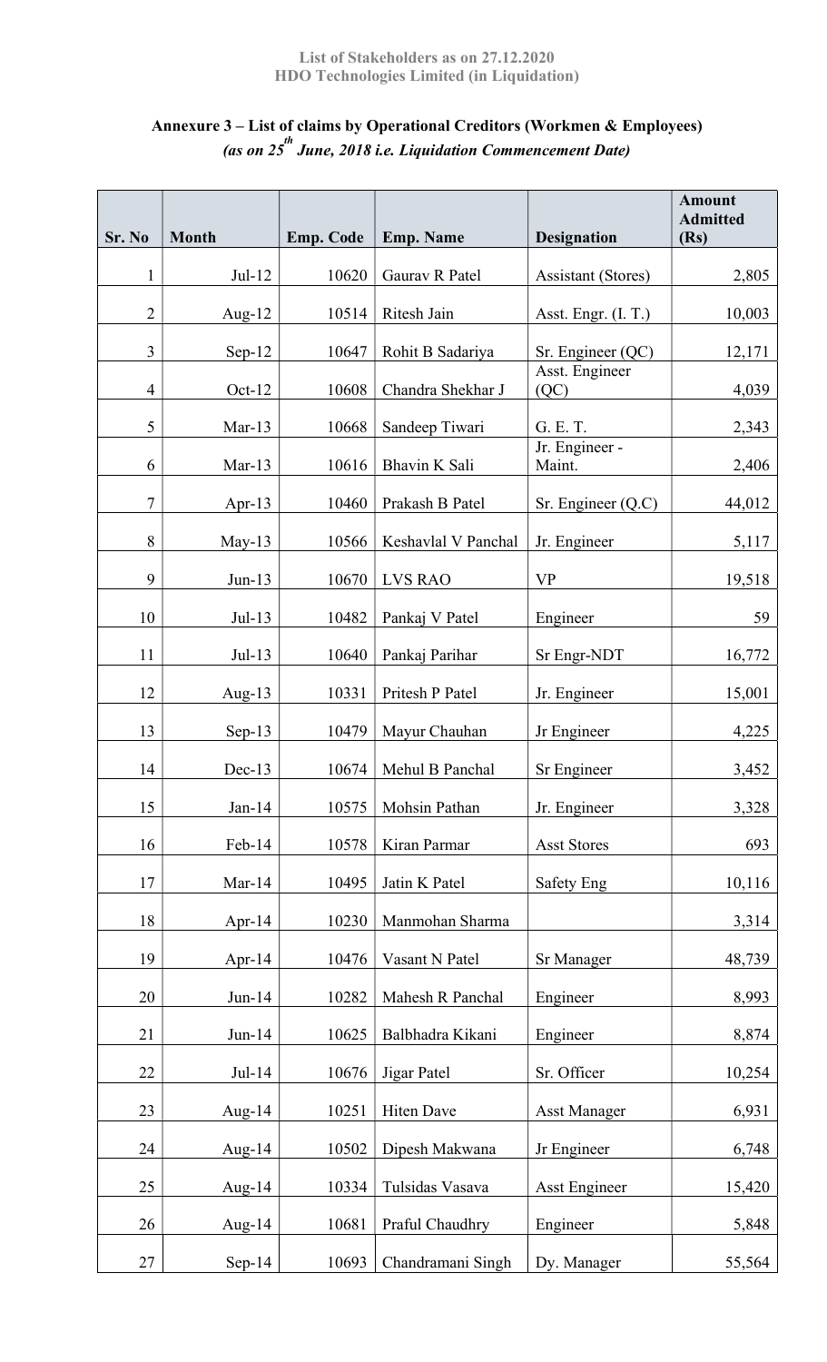List of Stakeholders as on 27.12.2020
HDO Technologies Limited (in Liquidation)

## Annexure 3 – List of claims by Operational Creditors (Workmen & Employees)

### *(as on 25th June, 2018 i.e. Liquidation Commencement Date)*

| Sr. No | Month | Emp. Code | Emp. Name | Designation | Amount Admitted (Rs) |
|---|---|---|---|---|---|
| 1 | Jul-12 | 10620 | Gaurav R Patel | Assistant (Stores) | 2,805 |
| 2 | Aug-12 | 10514 | Ritesh Jain | Asst. Engr. (I. T.) | 10,003 |
| 3 | Sep-12 | 10647 | Rohit B Sadariya | Sr. Engineer (QC) | 12,171 |
| 4 | Oct-12 | 10608 | Chandra Shekhar J | Asst. Engineer (QC) | 4,039 |
| 5 | Mar-13 | 10668 | Sandeep Tiwari | G. E. T. | 2,343 |
| 6 | Mar-13 | 10616 | Bhavin K Sali | Jr. Engineer - Maint. | 2,406 |
| 7 | Apr-13 | 10460 | Prakash B Patel | Sr. Engineer (Q.C) | 44,012 |
| 8 | May-13 | 10566 | Keshavlal V Panchal | Jr. Engineer | 5,117 |
| 9 | Jun-13 | 10670 | LVS RAO | VP | 19,518 |
| 10 | Jul-13 | 10482 | Pankaj V Patel | Engineer | 59 |
| 11 | Jul-13 | 10640 | Pankaj Parihar | Sr Engr-NDT | 16,772 |
| 12 | Aug-13 | 10331 | Pritesh P Patel | Jr. Engineer | 15,001 |
| 13 | Sep-13 | 10479 | Mayur Chauhan | Jr Engineer | 4,225 |
| 14 | Dec-13 | 10674 | Mehul B Panchal | Sr Engineer | 3,452 |
| 15 | Jan-14 | 10575 | Mohsin Pathan | Jr. Engineer | 3,328 |
| 16 | Feb-14 | 10578 | Kiran Parmar | Asst Stores | 693 |
| 17 | Mar-14 | 10495 | Jatin K Patel | Safety Eng | 10,116 |
| 18 | Apr-14 | 10230 | Manmohan Sharma | | 3,314 |
| 19 | Apr-14 | 10476 | Vasant N Patel | Sr Manager | 48,739 |
| 20 | Jun-14 | 10282 | Mahesh R Panchal | Engineer | 8,993 |
| 21 | Jun-14 | 10625 | Balbhadra Kikani | Engineer | 8,874 |
| 22 | Jul-14 | 10676 | Jigar Patel | Sr. Officer | 10,254 |
| 23 | Aug-14 | 10251 | Hiten Dave | Asst Manager | 6,931 |
| 24 | Aug-14 | 10502 | Dipesh Makwana | Jr Engineer | 6,748 |
| 25 | Aug-14 | 10334 | Tulsidas Vasava | Asst Engineer | 15,420 |
| 26 | Aug-14 | 10681 | Praful Chaudhry | Engineer | 5,848 |
| 27 | Sep-14 | 10693 | Chandramani Singh | Dy. Manager | 55,564 |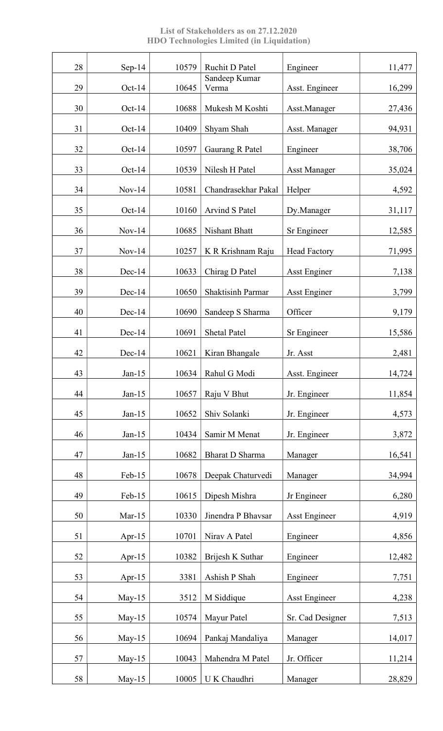**List of Stakeholders as on 27.12.2020**
**HDO Technologies Limited (in Liquidation)**

| | | | | | |
|---|---|---|---|---|---|
| 28 | Sep-14 | 10579 | Ruchit D Patel | Engineer | 11,477 |
| 29 | Oct-14 | 10645 | Sandeep Kumar Verma | Asst. Engineer | 16,299 |
| 30 | Oct-14 | 10688 | Mukesh M Koshti | Asst.Manager | 27,436 |
| 31 | Oct-14 | 10409 | Shyam Shah | Asst. Manager | 94,931 |
| 32 | Oct-14 | 10597 | Gaurang R Patel | Engineer | 38,706 |
| 33 | Oct-14 | 10539 | Nilesh H Patel | Asst Manager | 35,024 |
| 34 | Nov-14 | 10581 | Chandrasekhar Pakal | Helper | 4,592 |
| 35 | Oct-14 | 10160 | Arvind S Patel | Dy.Manager | 31,117 |
| 36 | Nov-14 | 10685 | Nishant Bhatt | Sr Engineer | 12,585 |
| 37 | Nov-14 | 10257 | K R Krishnam Raju | Head Factory | 71,995 |
| 38 | Dec-14 | 10633 | Chirag D Patel | Asst Enginer | 7,138 |
| 39 | Dec-14 | 10650 | Shaktisinh Parmar | Asst Enginer | 3,799 |
| 40 | Dec-14 | 10690 | Sandeep S Sharma | Officer | 9,179 |
| 41 | Dec-14 | 10691 | Shetal Patel | Sr Engineer | 15,586 |
| 42 | Dec-14 | 10621 | Kiran Bhangale | Jr. Asst | 2,481 |
| 43 | Jan-15 | 10634 | Rahul G Modi | Asst. Engineer | 14,724 |
| 44 | Jan-15 | 10657 | Raju V Bhut | Jr. Engineer | 11,854 |
| 45 | Jan-15 | 10652 | Shiv Solanki | Jr. Engineer | 4,573 |
| 46 | Jan-15 | 10434 | Samir M Menat | Jr. Engineer | 3,872 |
| 47 | Jan-15 | 10682 | Bharat D Sharma | Manager | 16,541 |
| 48 | Feb-15 | 10678 | Deepak Chaturvedi | Manager | 34,994 |
| 49 | Feb-15 | 10615 | Dipesh Mishra | Jr Engineer | 6,280 |
| 50 | Mar-15 | 10330 | Jinendra P Bhavsar | Asst Engineer | 4,919 |
| 51 | Apr-15 | 10701 | Nirav A Patel | Engineer | 4,856 |
| 52 | Apr-15 | 10382 | Brijesh K Suthar | Engineer | 12,482 |
| 53 | Apr-15 | 3381 | Ashish P Shah | Engineer | 7,751 |
| 54 | May-15 | 3512 | M Siddique | Asst Engineer | 4,238 |
| 55 | May-15 | 10574 | Mayur Patel | Sr. Cad Designer | 7,513 |
| 56 | May-15 | 10694 | Pankaj Mandaliya | Manager | 14,017 |
| 57 | May-15 | 10043 | Mahendra M Patel | Jr. Officer | 11,214 |
| 58 | May-15 | 10005 | U K Chaudhri | Manager | 28,829 |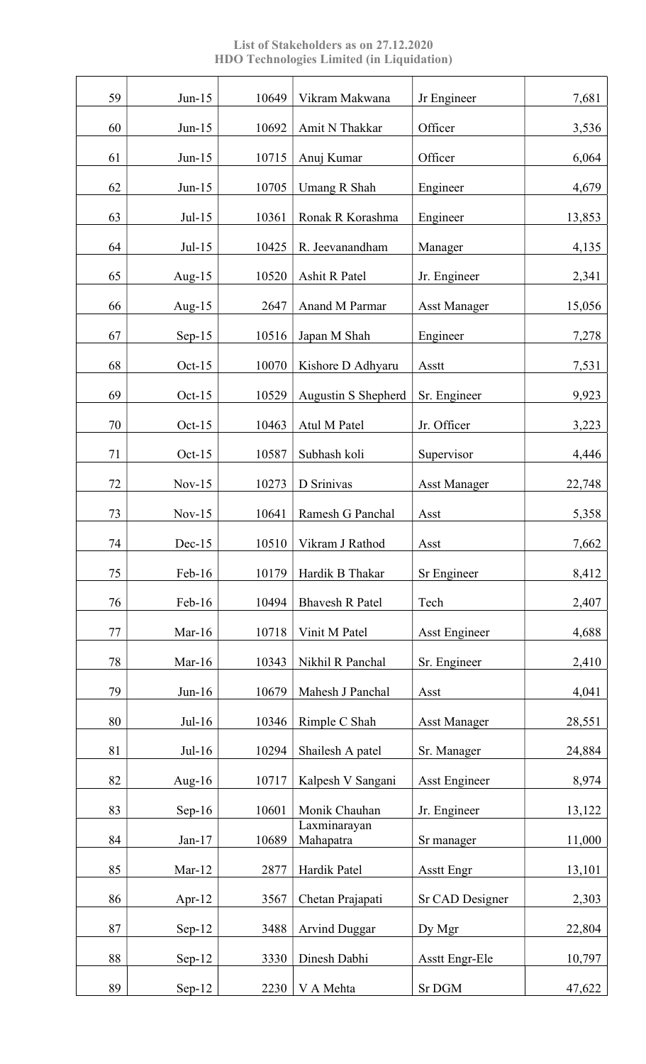**List of Stakeholders as on 27.12.2020**
**HDO Technologies Limited (in Liquidation)**

| | | | | | |
|---|---|---|---|---|---|
| 59 | Jun-15 | 10649 | Vikram Makwana | Jr Engineer | 7,681 |
| 60 | Jun-15 | 10692 | Amit N Thakkar | Officer | 3,536 |
| 61 | Jun-15 | 10715 | Anuj Kumar | Officer | 6,064 |
| 62 | Jun-15 | 10705 | Umang R Shah | Engineer | 4,679 |
| 63 | Jul-15 | 10361 | Ronak R Korashma | Engineer | 13,853 |
| 64 | Jul-15 | 10425 | R. Jeevanandham | Manager | 4,135 |
| 65 | Aug-15 | 10520 | Ashit R Patel | Jr. Engineer | 2,341 |
| 66 | Aug-15 | 2647 | Anand M Parmar | Asst Manager | 15,056 |
| 67 | Sep-15 | 10516 | Japan M Shah | Engineer | 7,278 |
| 68 | Oct-15 | 10070 | Kishore D Adhyaru | Asstt | 7,531 |
| 69 | Oct-15 | 10529 | Augustin S Shepherd | Sr. Engineer | 9,923 |
| 70 | Oct-15 | 10463 | Atul M Patel | Jr. Officer | 3,223 |
| 71 | Oct-15 | 10587 | Subhash koli | Supervisor | 4,446 |
| 72 | Nov-15 | 10273 | D Srinivas | Asst Manager | 22,748 |
| 73 | Nov-15 | 10641 | Ramesh G Panchal | Asst | 5,358 |
| 74 | Dec-15 | 10510 | Vikram J Rathod | Asst | 7,662 |
| 75 | Feb-16 | 10179 | Hardik B Thakar | Sr Engineer | 8,412 |
| 76 | Feb-16 | 10494 | Bhavesh R Patel | Tech | 2,407 |
| 77 | Mar-16 | 10718 | Vinit M Patel | Asst Engineer | 4,688 |
| 78 | Mar-16 | 10343 | Nikhil R Panchal | Sr. Engineer | 2,410 |
| 79 | Jun-16 | 10679 | Mahesh J Panchal | Asst | 4,041 |
| 80 | Jul-16 | 10346 | Rimple C Shah | Asst Manager | 28,551 |
| 81 | Jul-16 | 10294 | Shailesh A patel | Sr. Manager | 24,884 |
| 82 | Aug-16 | 10717 | Kalpesh V Sangani | Asst Engineer | 8,974 |
| 83 | Sep-16 | 10601 | Monik Chauhan | Jr. Engineer | 13,122 |
| 84 | Jan-17 | 10689 | Laxminarayan Mahapatra | Sr manager | 11,000 |
| 85 | Mar-12 | 2877 | Hardik Patel | Asstt Engr | 13,101 |
| 86 | Apr-12 | 3567 | Chetan Prajapati | Sr CAD Designer | 2,303 |
| 87 | Sep-12 | 3488 | Arvind Duggar | Dy Mgr | 22,804 |
| 88 | Sep-12 | 3330 | Dinesh Dabhi | Asstt Engr-Ele | 10,797 |
| 89 | Sep-12 | 2230 | V A Mehta | Sr DGM | 47,622 |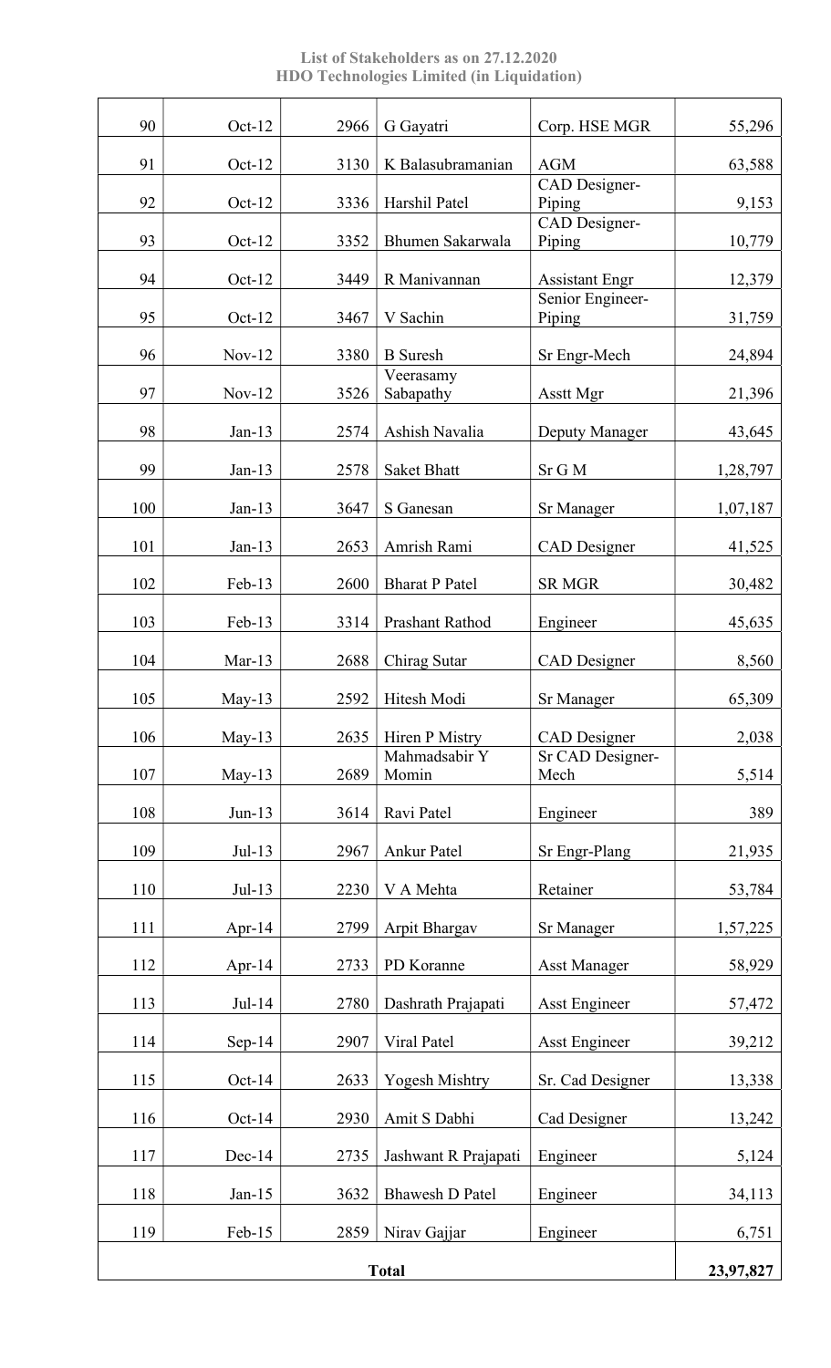**List of Stakeholders as on 27.12.2020**
**HDO Technologies Limited (in Liquidation)**

| | | | | | |
|---|---|---|---|---|---|
| 90 | Oct-12 | 2966 | G Gayatri | Corp. HSE MGR | 55,296 |
| 91 | Oct-12 | 3130 | K Balasubramanian | AGM | 63,588 |
| 92 | Oct-12 | 3336 | Harshil Patel | CAD Designer-Piping | 9,153 |
| 93 | Oct-12 | 3352 | Bhumen Sakarwala | CAD Designer-Piping | 10,779 |
| 94 | Oct-12 | 3449 | R Manivannan | Assistant Engr | 12,379 |
| 95 | Oct-12 | 3467 | V Sachin | Senior Engineer-Piping | 31,759 |
| 96 | Nov-12 | 3380 | B Suresh | Sr Engr-Mech | 24,894 |
| 97 | Nov-12 | 3526 | Veerasamy Sabapathy | Asstt Mgr | 21,396 |
| 98 | Jan-13 | 2574 | Ashish Navalia | Deputy Manager | 43,645 |
| 99 | Jan-13 | 2578 | Saket Bhatt | Sr G M | 1,28,797 |
| 100 | Jan-13 | 3647 | S Ganesan | Sr Manager | 1,07,187 |
| 101 | Jan-13 | 2653 | Amrish Rami | CAD Designer | 41,525 |
| 102 | Feb-13 | 2600 | Bharat P Patel | SR MGR | 30,482 |
| 103 | Feb-13 | 3314 | Prashant Rathod | Engineer | 45,635 |
| 104 | Mar-13 | 2688 | Chirag Sutar | CAD Designer | 8,560 |
| 105 | May-13 | 2592 | Hitesh Modi | Sr Manager | 65,309 |
| 106 | May-13 | 2635 | Hiren P Mistry | CAD Designer | 2,038 |
| 107 | May-13 | 2689 | Mahmadsabir Y Momin | Sr CAD Designer-Mech | 5,514 |
| 108 | Jun-13 | 3614 | Ravi Patel | Engineer | 389 |
| 109 | Jul-13 | 2967 | Ankur Patel | Sr Engr-Plang | 21,935 |
| 110 | Jul-13 | 2230 | V A Mehta | Retainer | 53,784 |
| 111 | Apr-14 | 2799 | Arpit Bhargav | Sr Manager | 1,57,225 |
| 112 | Apr-14 | 2733 | PD Koranne | Asst Manager | 58,929 |
| 113 | Jul-14 | 2780 | Dashrath Prajapati | Asst Engineer | 57,472 |
| 114 | Sep-14 | 2907 | Viral Patel | Asst Engineer | 39,212 |
| 115 | Oct-14 | 2633 | Yogesh Mishtry | Sr. Cad Designer | 13,338 |
| 116 | Oct-14 | 2930 | Amit S Dabhi | Cad Designer | 13,242 |
| 117 | Dec-14 | 2735 | Jashwant R Prajapati | Engineer | 5,124 |
| 118 | Jan-15 | 3632 | Bhawesh D Patel | Engineer | 34,113 |
| 119 | Feb-15 | 2859 | Nirav Gajjar | Engineer | 6,751 |
| **Total** | | | | | **23,97,827** |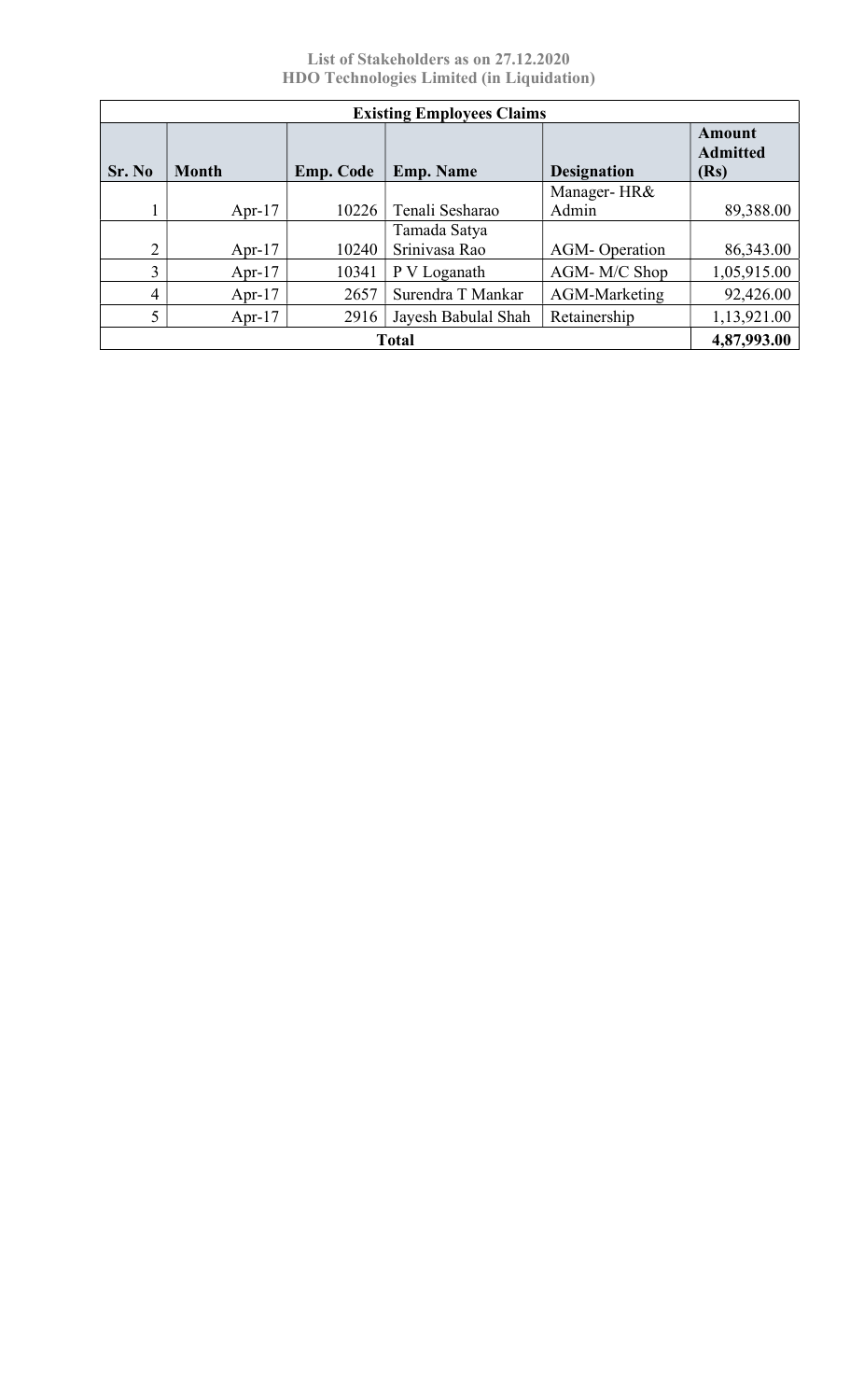**List of Stakeholders as on 27.12.2020**
**HDO Technologies Limited (in Liquidation)**

| Existing Employees Claims | | | | | |
|---|---|---|---|---|---|
| **Sr. No** | **Month** | **Emp. Code** | **Emp. Name** | **Designation** | **Amount Admitted (Rs)** |
| 1 | Apr-17 | 10226 | Tenali Sesharao | Manager- HR& Admin | 89,388.00 |
| 2 | Apr-17 | 10240 | Tamada Satya Srinivasa Rao | AGM- Operation | 86,343.00 |
| 3 | Apr-17 | 10341 | P V Loganath | AGM- M/C Shop | 1,05,915.00 |
| 4 | Apr-17 | 2657 | Surendra T Mankar | AGM-Marketing | 92,426.00 |
| 5 | Apr-17 | 2916 | Jayesh Babulal Shah | Retainership | 1,13,921.00 |
| **Total** | | | | | **4,87,993.00** |